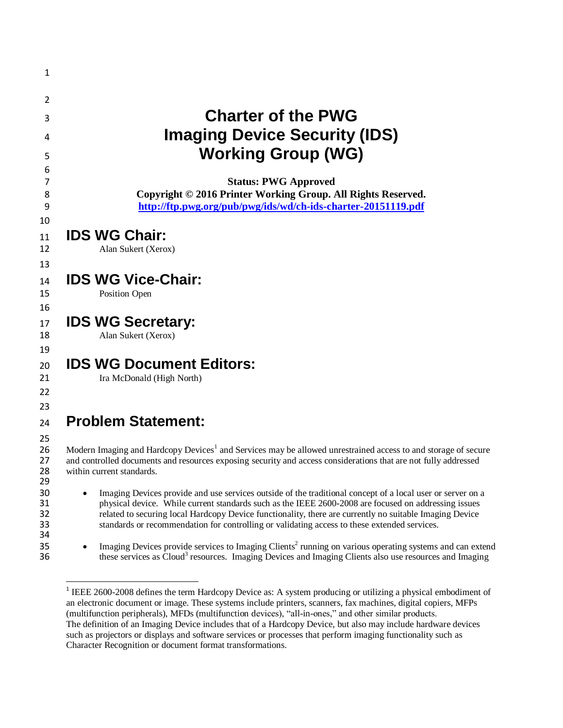# Charter of the PWG Imaging Device Security (IDS) Working Group (WG)

**Status: PWG Approved**

**Copyright © 2016 Printer Working Group. All Rights Reserved.**

**http://ftp.pwg.org/pub/pwg/ids/wd/ch-ids-charter-20151119.pdf**

## IDS WG Chair:

Alan Sukert (Xerox)

## IDS WG Vice-Chair:

Position Open

## IDS WG Secretary:

Alan Sukert (Xerox)

## IDS WG Document Editors:

Ira McDonald (High North)

## Problem Statement:

Modern Imaging and Hardcopy Devices[1] and Services may be allowed unrestrained access to and storage of secure and controlled documents and resources exposing security and access considerations that are not fully addressed within current standards.

- Imaging Devices provide and use services outside of the traditional concept of a local user or server on a physical device. While current standards such as the IEEE 2600-2008 are focused on addressing issues related to securing local Hardcopy Device functionality, there are currently no suitable Imaging Device standards or recommendation for controlling or validating access to these extended services.

- Imaging Devices provide services to Imaging Clients[2] running on various operating systems and can extend these services as Cloud[3] resources. Imaging Devices and Imaging Clients also use resources and Imaging

[1] IEEE 2600-2008 defines the term Hardcopy Device as: A system producing or utilizing a physical embodiment of an electronic document or image. These systems include printers, scanners, fax machines, digital copiers, MFPs (multifunction peripherals), MFDs (multifunction devices), "all-in-ones," and other similar products.
The definition of an Imaging Device includes that of a Hardcopy Device, but also may include hardware devices such as projectors or displays and software services or processes that perform imaging functionality such as Character Recognition or document format transformations.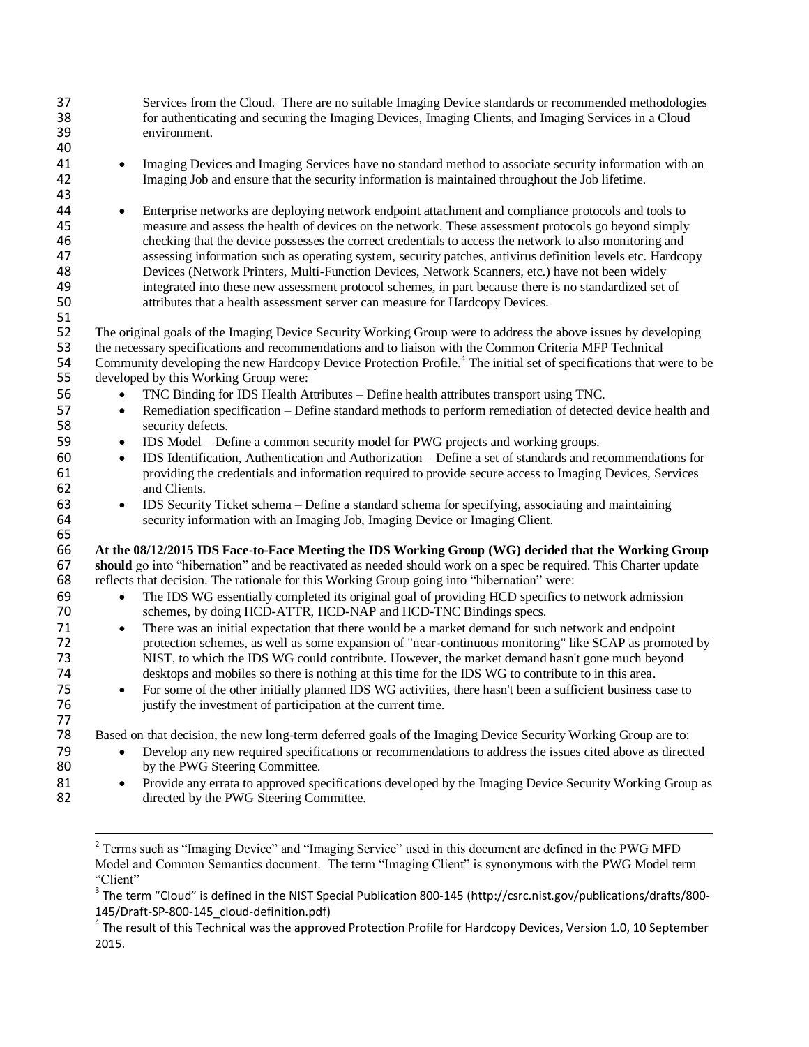Services from the Cloud. There are no suitable Imaging Device standards or recommended methodologies for authenticating and securing the Imaging Devices, Imaging Clients, and Imaging Services in a Cloud environment.

- Imaging Devices and Imaging Services have no standard method to associate security information with an Imaging Job and ensure that the security information is maintained throughout the Job lifetime.

- Enterprise networks are deploying network endpoint attachment and compliance protocols and tools to measure and assess the health of devices on the network. These assessment protocols go beyond simply checking that the device possesses the correct credentials to access the network to also monitoring and assessing information such as operating system, security patches, antivirus definition levels etc. Hardcopy Devices (Network Printers, Multi-Function Devices, Network Scanners, etc.) have not been widely integrated into these new assessment protocol schemes, in part because there is no standardized set of attributes that a health assessment server can measure for Hardcopy Devices.

The original goals of the Imaging Device Security Working Group were to address the above issues by developing the necessary specifications and recommendations and to liaison with the Common Criteria MFP Technical Community developing the new Hardcopy Device Protection Profile.[4] The initial set of specifications that were to be developed by this Working Group were:

- TNC Binding for IDS Health Attributes – Define health attributes transport using TNC.
- Remediation specification – Define standard methods to perform remediation of detected device health and security defects.
- IDS Model – Define a common security model for PWG projects and working groups.
- IDS Identification, Authentication and Authorization – Define a set of standards and recommendations for providing the credentials and information required to provide secure access to Imaging Devices, Services and Clients.
- IDS Security Ticket schema – Define a standard schema for specifying, associating and maintaining security information with an Imaging Job, Imaging Device or Imaging Client.

**At the 08/12/2015 IDS Face-to-Face Meeting the IDS Working Group (WG) decided that the Working Group should** go into "hibernation" and be reactivated as needed should work on a spec be required. This Charter update reflects that decision. The rationale for this Working Group going into "hibernation" were:

- The IDS WG essentially completed its original goal of providing HCD specifics to network admission schemes, by doing HCD-ATTR, HCD-NAP and HCD-TNC Bindings specs.
- There was an initial expectation that there would be a market demand for such network and endpoint protection schemes, as well as some expansion of "near-continuous monitoring" like SCAP as promoted by NIST, to which the IDS WG could contribute. However, the market demand hasn't gone much beyond desktops and mobiles so there is nothing at this time for the IDS WG to contribute to in this area.
- For some of the other initially planned IDS WG activities, there hasn't been a sufficient business case to justify the investment of participation at the current time.

Based on that decision, the new long-term deferred goals of the Imaging Device Security Working Group are to:

- Develop any new required specifications or recommendations to address the issues cited above as directed by the PWG Steering Committee.
- Provide any errata to approved specifications developed by the Imaging Device Security Working Group as directed by the PWG Steering Committee.

---

[2] Terms such as "Imaging Device" and "Imaging Service" used in this document are defined in the PWG MFD Model and Common Semantics document. The term "Imaging Client" is synonymous with the PWG Model term "Client"

[3] The term "Cloud" is defined in the NIST Special Publication 800-145 (http://csrc.nist.gov/publications/drafts/800-145/Draft-SP-800-145_cloud-definition.pdf)

[4] The result of this Technical was the approved Protection Profile for Hardcopy Devices, Version 1.0, 10 September 2015.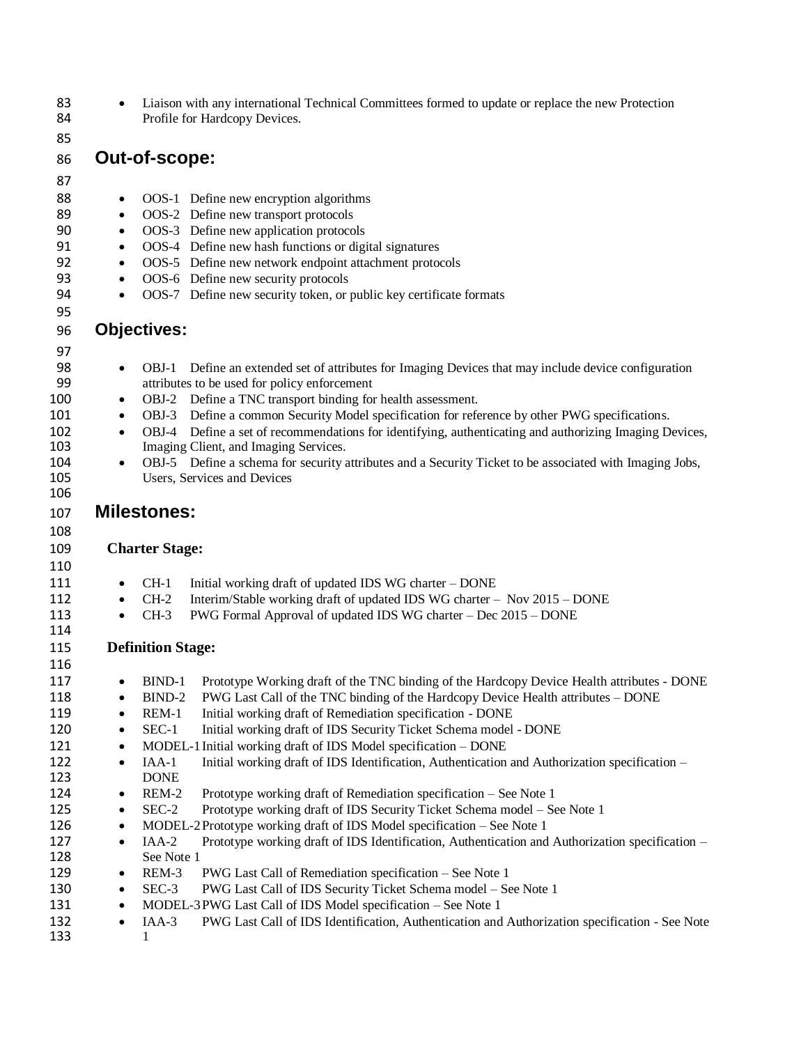- Liaison with any international Technical Committees formed to update or replace the new Protection Profile for Hardcopy Devices.

## Out-of-scope:

- OOS-1 Define new encryption algorithms
- OOS-2 Define new transport protocols
- OOS-3 Define new application protocols
- OOS-4 Define new hash functions or digital signatures
- OOS-5 Define new network endpoint attachment protocols
- OOS-6 Define new security protocols
- OOS-7 Define new security token, or public key certificate formats

## Objectives:

- OBJ-1 Define an extended set of attributes for Imaging Devices that may include device configuration attributes to be used for policy enforcement
- OBJ-2 Define a TNC transport binding for health assessment.
- OBJ-3 Define a common Security Model specification for reference by other PWG specifications.
- OBJ-4 Define a set of recommendations for identifying, authenticating and authorizing Imaging Devices, Imaging Client, and Imaging Services.
- OBJ-5 Define a schema for security attributes and a Security Ticket to be associated with Imaging Jobs, Users, Services and Devices

## Milestones:

### Charter Stage:

- CH-1 Initial working draft of updated IDS WG charter – DONE
- CH-2 Interim/Stable working draft of updated IDS WG charter – Nov 2015 – DONE
- CH-3 PWG Formal Approval of updated IDS WG charter – Dec 2015 – DONE

### Definition Stage:

- BIND-1 Prototype Working draft of the TNC binding of the Hardcopy Device Health attributes - DONE
- BIND-2 PWG Last Call of the TNC binding of the Hardcopy Device Health attributes – DONE
- REM-1 Initial working draft of Remediation specification - DONE
- SEC-1 Initial working draft of IDS Security Ticket Schema model - DONE
- MODEL-1 Initial working draft of IDS Model specification – DONE
- IAA-1 Initial working draft of IDS Identification, Authentication and Authorization specification – DONE
- REM-2 Prototype working draft of Remediation specification – See Note 1
- SEC-2 Prototype working draft of IDS Security Ticket Schema model – See Note 1
- MODEL-2 Prototype working draft of IDS Model specification – See Note 1
- IAA-2 Prototype working draft of IDS Identification, Authentication and Authorization specification – See Note 1
- REM-3 PWG Last Call of Remediation specification – See Note 1
- SEC-3 PWG Last Call of IDS Security Ticket Schema model – See Note 1
- MODEL-3 PWG Last Call of IDS Model specification – See Note 1
- IAA-3 PWG Last Call of IDS Identification, Authentication and Authorization specification - See Note 1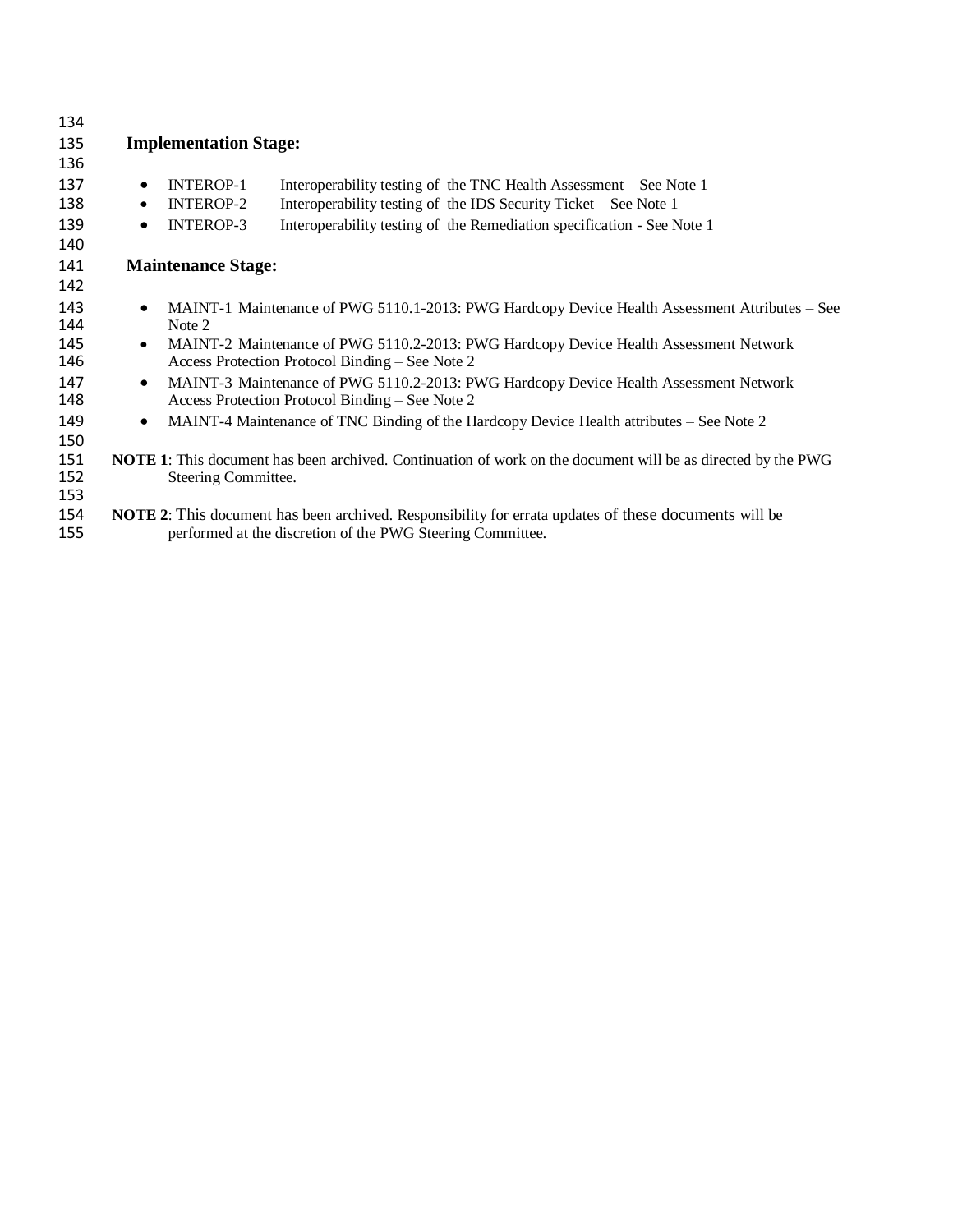**Implementation Stage:**

- INTEROP-1 Interoperability testing of the TNC Health Assessment – See Note 1
- INTEROP-2 Interoperability testing of the IDS Security Ticket – See Note 1
- INTEROP-3 Interoperability testing of the Remediation specification - See Note 1

**Maintenance Stage:**

- MAINT-1 Maintenance of PWG 5110.1-2013: PWG Hardcopy Device Health Assessment Attributes – See Note 2
- MAINT-2 Maintenance of PWG 5110.2-2013: PWG Hardcopy Device Health Assessment Network Access Protection Protocol Binding – See Note 2
- MAINT-3 Maintenance of PWG 5110.2-2013: PWG Hardcopy Device Health Assessment Network Access Protection Protocol Binding – See Note 2
- MAINT-4 Maintenance of TNC Binding of the Hardcopy Device Health attributes – See Note 2

**NOTE 1**: This document has been archived. Continuation of work on the document will be as directed by the PWG Steering Committee.

**NOTE 2**: This document has been archived. Responsibility for errata updates of these documents will be performed at the discretion of the PWG Steering Committee.